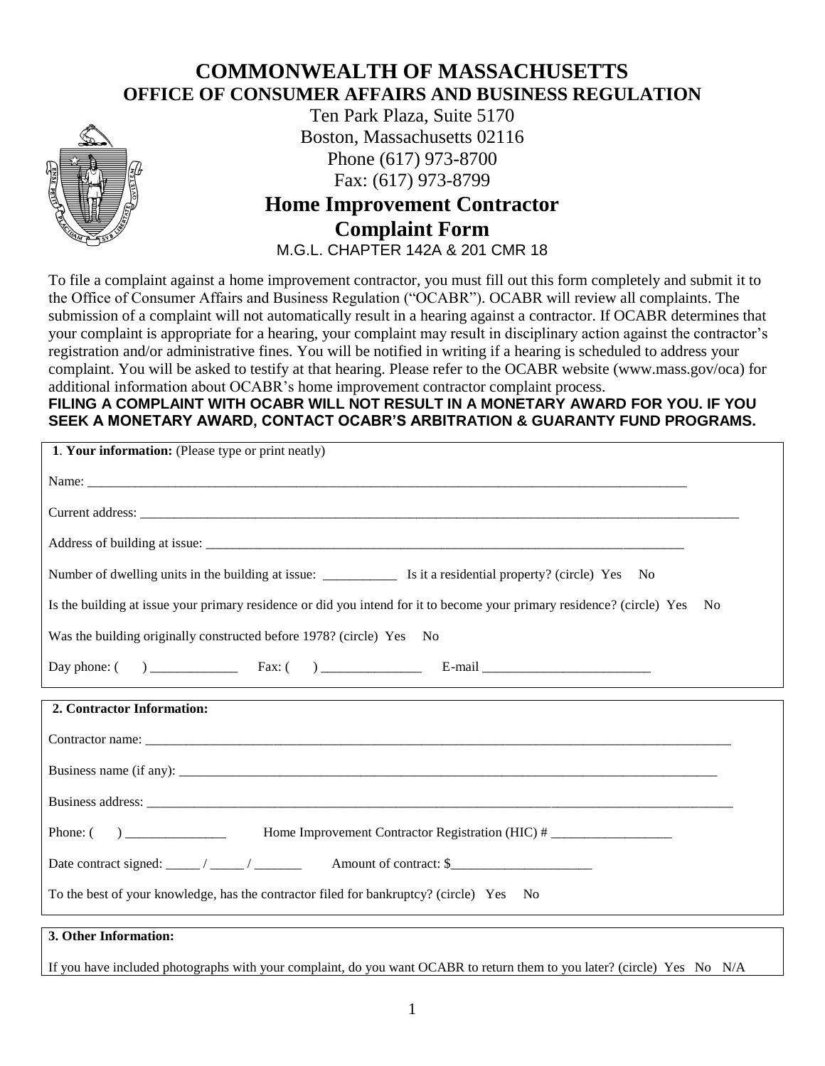# COMMONWEALTH OF MASSACHUSETTS
## OFFICE OF CONSUMER AFFAIRS AND BUSINESS REGULATION

Ten Park Plaza, Suite 5170
Boston, Massachusetts 02116
Phone (617) 973-8700
Fax: (617) 973-8799

## Home Improvement Contractor Complaint Form

M.G.L. CHAPTER 142A & 201 CMR 18

To file a complaint against a home improvement contractor, you must fill out this form completely and submit it to the Office of Consumer Affairs and Business Regulation ("OCABR"). OCABR will review all complaints. The submission of a complaint will not automatically result in a hearing against a contractor. If OCABR determines that your complaint is appropriate for a hearing, your complaint may result in disciplinary action against the contractor's registration and/or administrative fines. You will be notified in writing if a hearing is scheduled to address your complaint. You will be asked to testify at that hearing. Please refer to the OCABR website (www.mass.gov/oca) for additional information about OCABR's home improvement contractor complaint process.

**FILING A COMPLAINT WITH OCABR WILL NOT RESULT IN A MONETARY AWARD FOR YOU. IF YOU SEEK A MONETARY AWARD, CONTACT OCABR'S ARBITRATION & GUARANTY FUND PROGRAMS.**

**1. Your information:** (Please type or print neatly)

Name: ______________________________________________

Current address: ______________________________________________

Address of building at issue: ______________________________________________

Number of dwelling units in the building at issue: ___________ Is it a residential property? (circle) Yes No

Is the building at issue your primary residence or did you intend for it to become your primary residence? (circle) Yes No

Was the building originally constructed before 1978? (circle) Yes No

Day phone: ( ) _____________ Fax: ( ) _______________ E-mail _________________________

**2. Contractor Information:**

Contractor name: ______________________________________________

Business name (if any): ______________________________________________

Business address: ______________________________________________

Phone: ( ) _______________ Home Improvement Contractor Registration (HIC) # __________________

Date contract signed: _____ / _____ / _______ Amount of contract: $_____________________

To the best of your knowledge, has the contractor filed for bankruptcy? (circle) Yes No

**3. Other Information:**

If you have included photographs with your complaint, do you want OCABR to return them to you later? (circle) Yes No N/A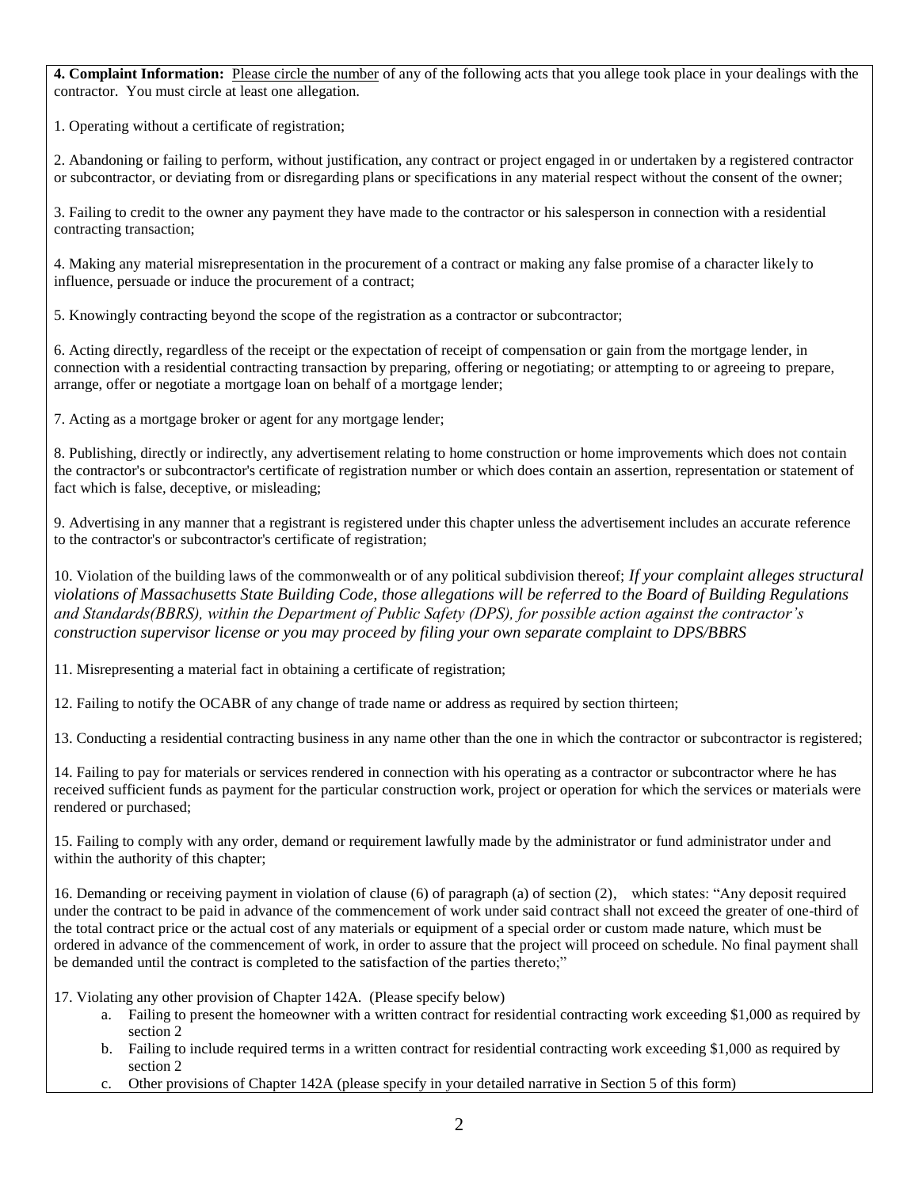**4. Complaint Information:** Please circle the number of any of the following acts that you allege took place in your dealings with the contractor. You must circle at least one allegation.

1. Operating without a certificate of registration;

2. Abandoning or failing to perform, without justification, any contract or project engaged in or undertaken by a registered contractor or subcontractor, or deviating from or disregarding plans or specifications in any material respect without the consent of the owner;

3. Failing to credit to the owner any payment they have made to the contractor or his salesperson in connection with a residential contracting transaction;

4. Making any material misrepresentation in the procurement of a contract or making any false promise of a character likely to influence, persuade or induce the procurement of a contract;

5. Knowingly contracting beyond the scope of the registration as a contractor or subcontractor;

6. Acting directly, regardless of the receipt or the expectation of receipt of compensation or gain from the mortgage lender, in connection with a residential contracting transaction by preparing, offering or negotiating; or attempting to or agreeing to prepare, arrange, offer or negotiate a mortgage loan on behalf of a mortgage lender;

7. Acting as a mortgage broker or agent for any mortgage lender;

8. Publishing, directly or indirectly, any advertisement relating to home construction or home improvements which does not contain the contractor's or subcontractor's certificate of registration number or which does contain an assertion, representation or statement of fact which is false, deceptive, or misleading;

9. Advertising in any manner that a registrant is registered under this chapter unless the advertisement includes an accurate reference to the contractor's or subcontractor's certificate of registration;

10. Violation of the building laws of the commonwealth or of any political subdivision thereof; *If your complaint alleges structural violations of Massachusetts State Building Code, those allegations will be referred to the Board of Building Regulations and Standards(BBRS), within the Department of Public Safety (DPS), for possible action against the contractor's construction supervisor license or you may proceed by filing your own separate complaint to DPS/BBRS*

11. Misrepresenting a material fact in obtaining a certificate of registration;

12. Failing to notify the OCABR of any change of trade name or address as required by section thirteen;

13. Conducting a residential contracting business in any name other than the one in which the contractor or subcontractor is registered;

14. Failing to pay for materials or services rendered in connection with his operating as a contractor or subcontractor where he has received sufficient funds as payment for the particular construction work, project or operation for which the services or materials were rendered or purchased;

15. Failing to comply with any order, demand or requirement lawfully made by the administrator or fund administrator under and within the authority of this chapter;

16. Demanding or receiving payment in violation of clause (6) of paragraph (a) of section (2), which states: "Any deposit required under the contract to be paid in advance of the commencement of work under said contract shall not exceed the greater of one-third of the total contract price or the actual cost of any materials or equipment of a special order or custom made nature, which must be ordered in advance of the commencement of work, in order to assure that the project will proceed on schedule. No final payment shall be demanded until the contract is completed to the satisfaction of the parties thereto;"

17. Violating any other provision of Chapter 142A. (Please specify below)
    a. Failing to present the homeowner with a written contract for residential contracting work exceeding $1,000 as required by section 2
    b. Failing to include required terms in a written contract for residential contracting work exceeding $1,000 as required by section 2
    c. Other provisions of Chapter 142A (please specify in your detailed narrative in Section 5 of this form)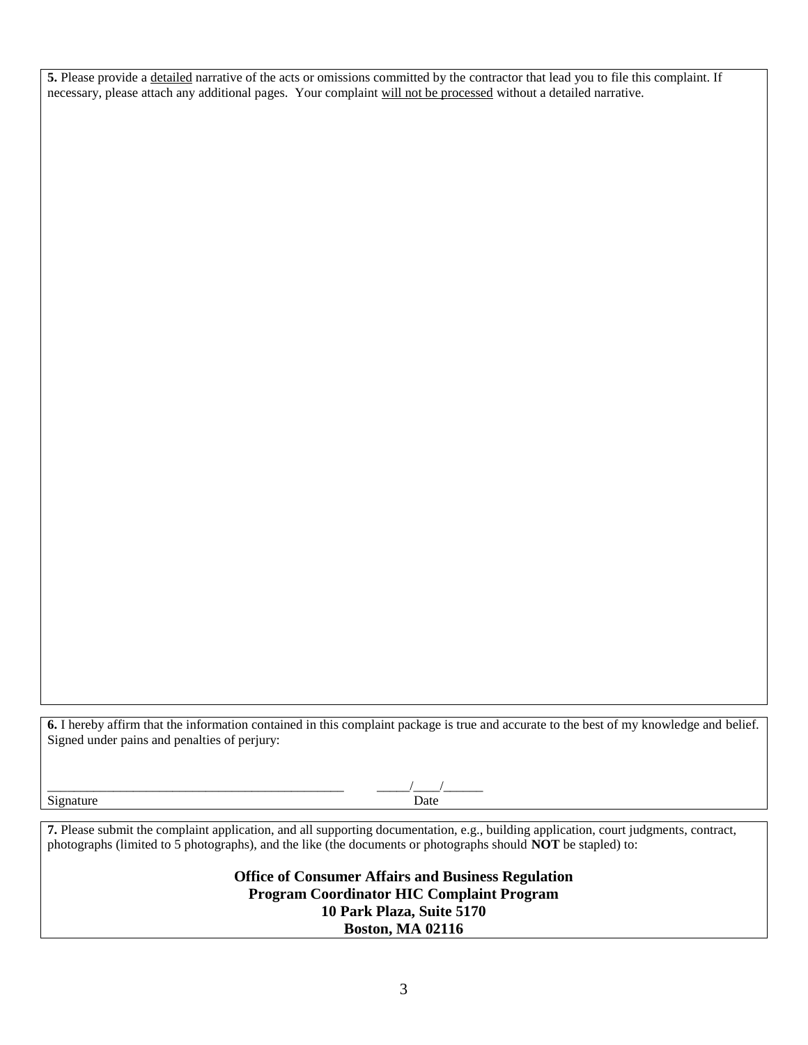**5.** Please provide a <u>detailed</u> narrative of the acts or omissions committed by the contractor that lead you to file this complaint. If necessary, please attach any additional pages. Your complaint <u>will not be processed</u> without a detailed narrative.

**6.** I hereby affirm that the information contained in this complaint package is true and accurate to the best of my knowledge and belief. Signed under pains and penalties of perjury:

_______________________________________________ _____/____/______

Signature Date

**7.** Please submit the complaint application, and all supporting documentation, e.g., building application, court judgments, contract, photographs (limited to 5 photographs), and the like (the documents or photographs should **NOT** be stapled) to:

**Office of Consumer Affairs and Business Regulation**
**Program Coordinator HIC Complaint Program**
**10 Park Plaza, Suite 5170**
**Boston, MA 02116**